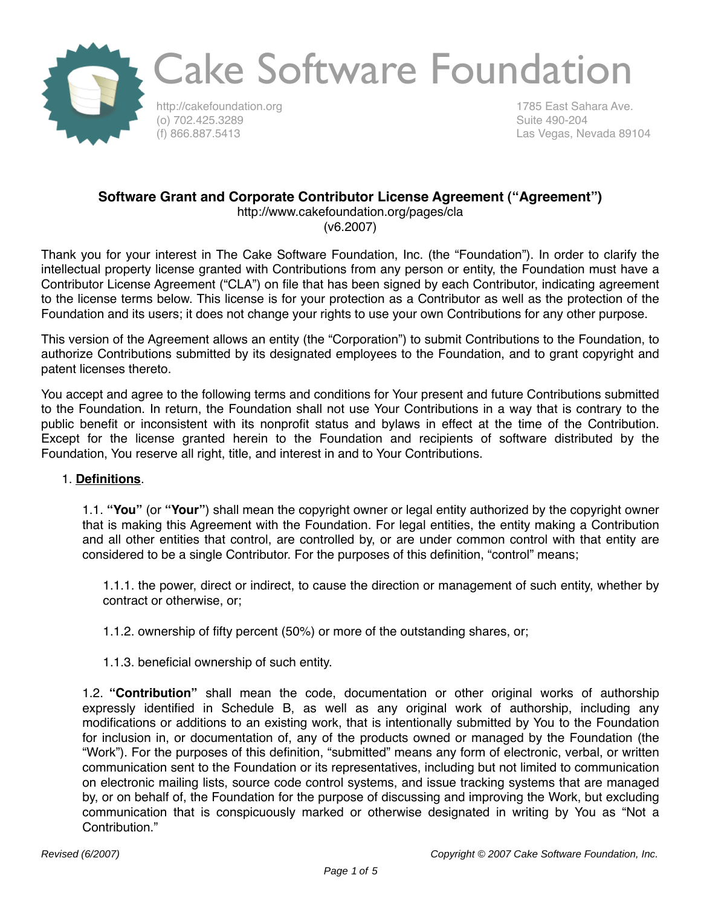# Cake Software Foundation

http://cakefoundation.org
(o) 702.425.3289
(f) 866.887.5413

1785 East Sahara Ave.
Suite 490-204
Las Vegas, Nevada 89104

## Software Grant and Corporate Contributor License Agreement (“Agreement”)

http://www.cakefoundation.org/pages/cla
(v6.2007)

Thank you for your interest in The Cake Software Foundation, Inc. (the “Foundation”). In order to clarify the intellectual property license granted with Contributions from any person or entity, the Foundation must have a Contributor License Agreement (“CLA”) on file that has been signed by each Contributor, indicating agreement to the license terms below. This license is for your protection as a Contributor as well as the protection of the Foundation and its users; it does not change your rights to use your own Contributions for any other purpose.

This version of the Agreement allows an entity (the “Corporation”) to submit Contributions to the Foundation, to authorize Contributions submitted by its designated employees to the Foundation, and to grant copyright and patent licenses thereto.

You accept and agree to the following terms and conditions for Your present and future Contributions submitted to the Foundation. In return, the Foundation shall not use Your Contributions in a way that is contrary to the public benefit or inconsistent with its nonprofit status and bylaws in effect at the time of the Contribution. Except for the license granted herein to the Foundation and recipients of software distributed by the Foundation, You reserve all right, title, and interest in and to Your Contributions.

1. **Definitions**.

    1.1. **“You”** (or **“Your”**) shall mean the copyright owner or legal entity authorized by the copyright owner that is making this Agreement with the Foundation. For legal entities, the entity making a Contribution and all other entities that control, are controlled by, or are under common control with that entity are considered to be a single Contributor. For the purposes of this definition, “control” means;

        1.1.1. the power, direct or indirect, to cause the direction or management of such entity, whether by contract or otherwise, or;

        1.1.2. ownership of fifty percent (50%) or more of the outstanding shares, or;

        1.1.3. beneficial ownership of such entity.

    1.2. **“Contribution”** shall mean the code, documentation or other original works of authorship expressly identified in Schedule B, as well as any original work of authorship, including any modifications or additions to an existing work, that is intentionally submitted by You to the Foundation for inclusion in, or documentation of, any of the products owned or managed by the Foundation (the “Work”). For the purposes of this definition, “submitted” means any form of electronic, verbal, or written communication sent to the Foundation or its representatives, including but not limited to communication on electronic mailing lists, source code control systems, and issue tracking systems that are managed by, or on behalf of, the Foundation for the purpose of discussing and improving the Work, but excluding communication that is conspicuously marked or otherwise designated in writing by You as “Not a Contribution.”

*Revised (6/2007)* *Copyright © 2007 Cake Software Foundation, Inc.*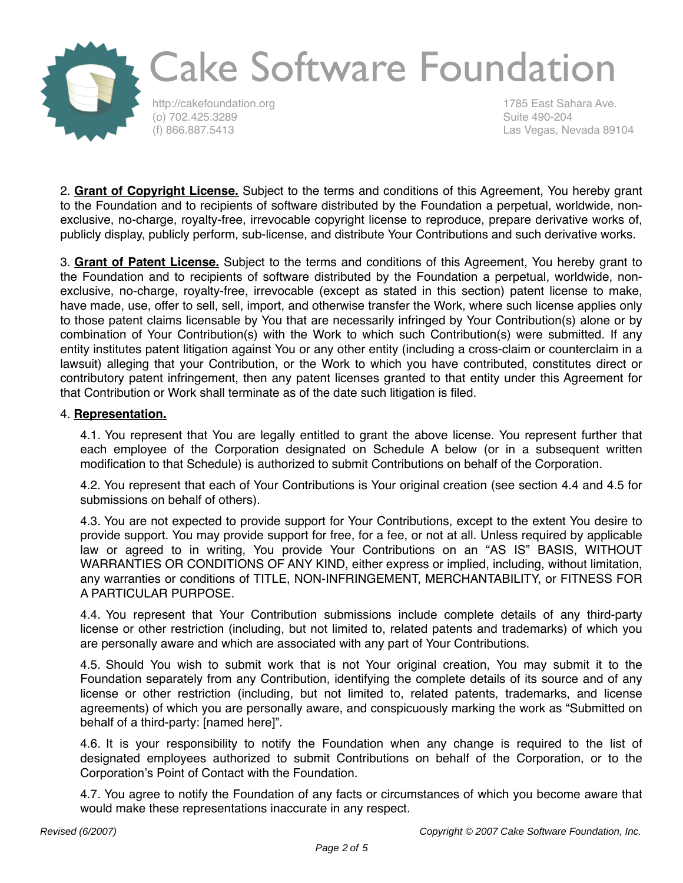2. **Grant of Copyright License.** Subject to the terms and conditions of this Agreement, You hereby grant to the Foundation and to recipients of software distributed by the Foundation a perpetual, worldwide, non-exclusive, no-charge, royalty-free, irrevocable copyright license to reproduce, prepare derivative works of, publicly display, publicly perform, sub-license, and distribute Your Contributions and such derivative works.

3. **Grant of Patent License.** Subject to the terms and conditions of this Agreement, You hereby grant to the Foundation and to recipients of software distributed by the Foundation a perpetual, worldwide, non-exclusive, no-charge, royalty-free, irrevocable (except as stated in this section) patent license to make, have made, use, offer to sell, sell, import, and otherwise transfer the Work, where such license applies only to those patent claims licensable by You that are necessarily infringed by Your Contribution(s) alone or by combination of Your Contribution(s) with the Work to which such Contribution(s) were submitted. If any entity institutes patent litigation against You or any other entity (including a cross-claim or counterclaim in a lawsuit) alleging that your Contribution, or the Work to which you have contributed, constitutes direct or contributory patent infringement, then any patent licenses granted to that entity under this Agreement for that Contribution or Work shall terminate as of the date such litigation is filed.

4. **Representation.**

4.1. You represent that You are legally entitled to grant the above license. You represent further that each employee of the Corporation designated on Schedule A below (or in a subsequent written modification to that Schedule) is authorized to submit Contributions on behalf of the Corporation.

4.2. You represent that each of Your Contributions is Your original creation (see section 4.4 and 4.5 for submissions on behalf of others).

4.3. You are not expected to provide support for Your Contributions, except to the extent You desire to provide support. You may provide support for free, for a fee, or not at all. Unless required by applicable law or agreed to in writing, You provide Your Contributions on an "AS IS" BASIS, WITHOUT WARRANTIES OR CONDITIONS OF ANY KIND, either express or implied, including, without limitation, any warranties or conditions of TITLE, NON-INFRINGEMENT, MERCHANTABILITY, or FITNESS FOR A PARTICULAR PURPOSE.

4.4. You represent that Your Contribution submissions include complete details of any third-party license or other restriction (including, but not limited to, related patents and trademarks) of which you are personally aware and which are associated with any part of Your Contributions.

4.5. Should You wish to submit work that is not Your original creation, You may submit it to the Foundation separately from any Contribution, identifying the complete details of its source and of any license or other restriction (including, but not limited to, related patents, trademarks, and license agreements) of which you are personally aware, and conspicuously marking the work as "Submitted on behalf of a third-party: [named here]".

4.6. It is your responsibility to notify the Foundation when any change is required to the list of designated employees authorized to submit Contributions on behalf of the Corporation, or to the Corporation's Point of Contact with the Foundation.

4.7. You agree to notify the Foundation of any facts or circumstances of which you become aware that would make these representations inaccurate in any respect.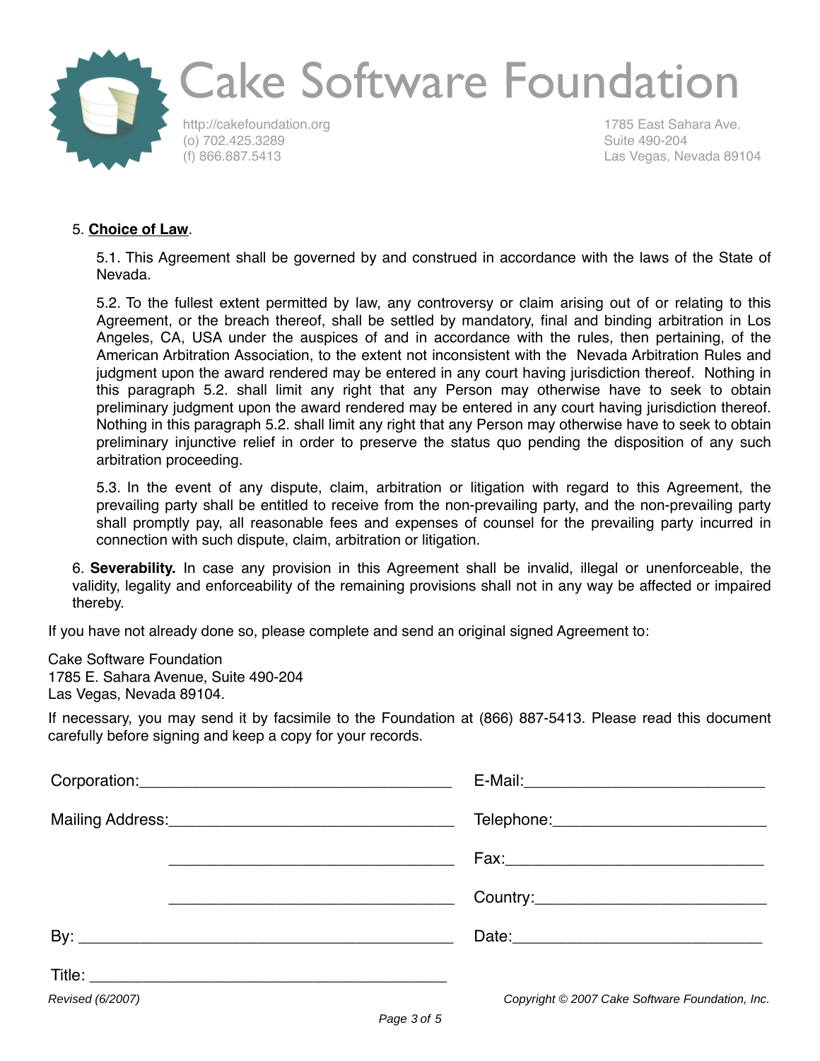5. **Choice of Law**.

5.1. This Agreement shall be governed by and construed in accordance with the laws of the State of Nevada.

5.2. To the fullest extent permitted by law, any controversy or claim arising out of or relating to this Agreement, or the breach thereof, shall be settled by mandatory, final and binding arbitration in Los Angeles, CA, USA under the auspices of and in accordance with the rules, then pertaining, of the American Arbitration Association, to the extent not inconsistent with the Nevada Arbitration Rules and judgment upon the award rendered may be entered in any court having jurisdiction thereof. Nothing in this paragraph 5.2. shall limit any right that any Person may otherwise have to seek to obtain preliminary judgment upon the award rendered may be entered in any court having jurisdiction thereof. Nothing in this paragraph 5.2. shall limit any right that any Person may otherwise have to seek to obtain preliminary injunctive relief in order to preserve the status quo pending the disposition of any such arbitration proceeding.

5.3. In the event of any dispute, claim, arbitration or litigation with regard to this Agreement, the prevailing party shall be entitled to receive from the non-prevailing party, and the non-prevailing party shall promptly pay, all reasonable fees and expenses of counsel for the prevailing party incurred in connection with such dispute, claim, arbitration or litigation.

6. **Severability.** In case any provision in this Agreement shall be invalid, illegal or unenforceable, the validity, legality and enforceability of the remaining provisions shall not in any way be affected or impaired thereby.

If you have not already done so, please complete and send an original signed Agreement to:

Cake Software Foundation
1785 E. Sahara Avenue, Suite 490-204
Las Vegas, Nevada 89104.

If necessary, you may send it by facsimile to the Foundation at (866) 887-5413. Please read this document carefully before signing and keep a copy for your records.

Corporation:___________________________________ E-Mail:___________________________

Mailing Address:_______________________________ Telephone:________________________

_______________________________ Fax:______________________________

_______________________________ Country:__________________________

By: __________________________________________ Date:____________________________

Title: ________________________________________

*Revised (6/2007)*

*Copyright © 2007 Cake Software Foundation, Inc.*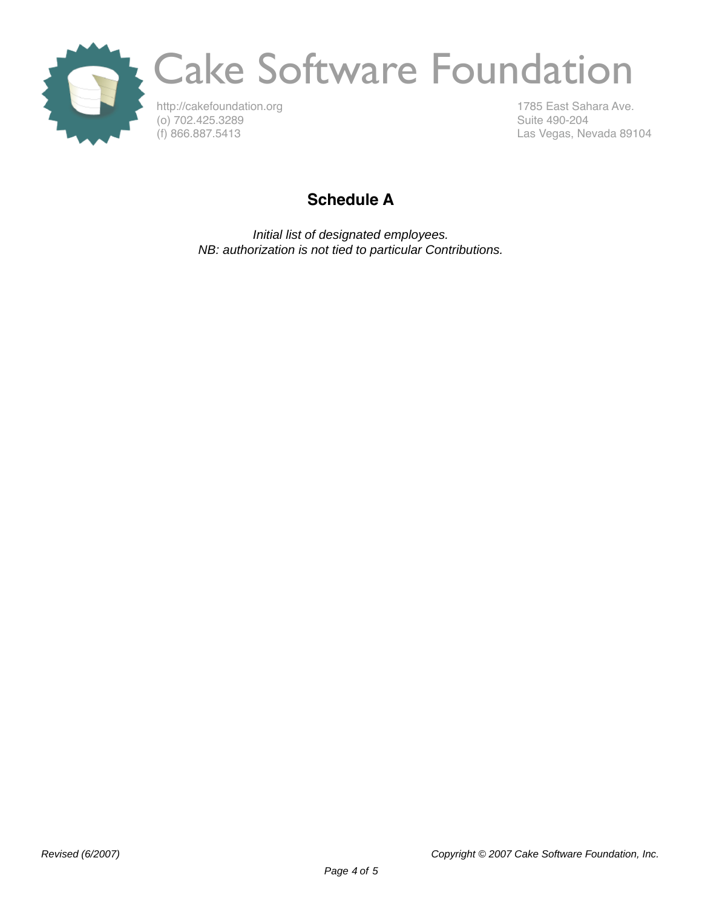# Cake Software Foundation

http://cakefoundation.org
(o) 702.425.3289
(f) 866.887.5413

1785 East Sahara Ave.
Suite 490-204
Las Vegas, Nevada 89104

## Schedule A

*Initial list of designated employees.*
*NB: authorization is not tied to particular Contributions.*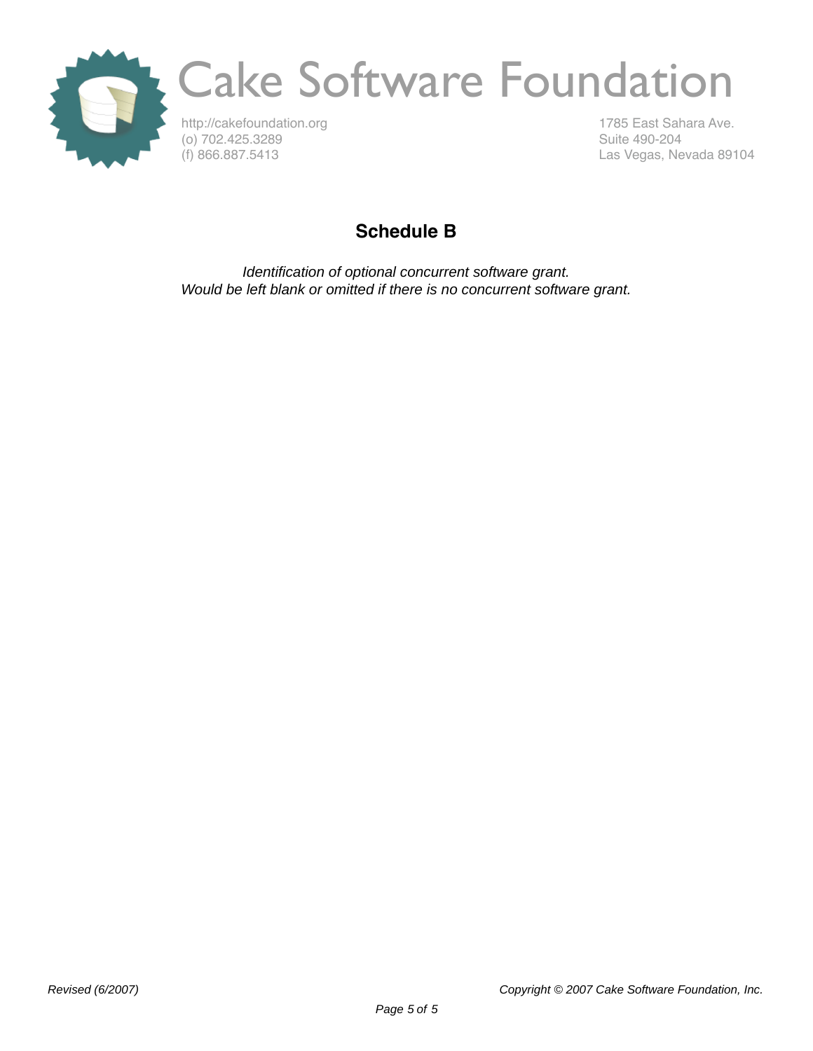# Cake Software Foundation

http://cakefoundation.org
(o) 702.425.3289
(f) 866.887.5413

1785 East Sahara Ave.
Suite 490-204
Las Vegas, Nevada 89104

## Schedule B

*Identification of optional concurrent software grant.*
*Would be left blank or omitted if there is no concurrent software grant.*

*Revised (6/2007)*

*Copyright © 2007 Cake Software Foundation, Inc.*